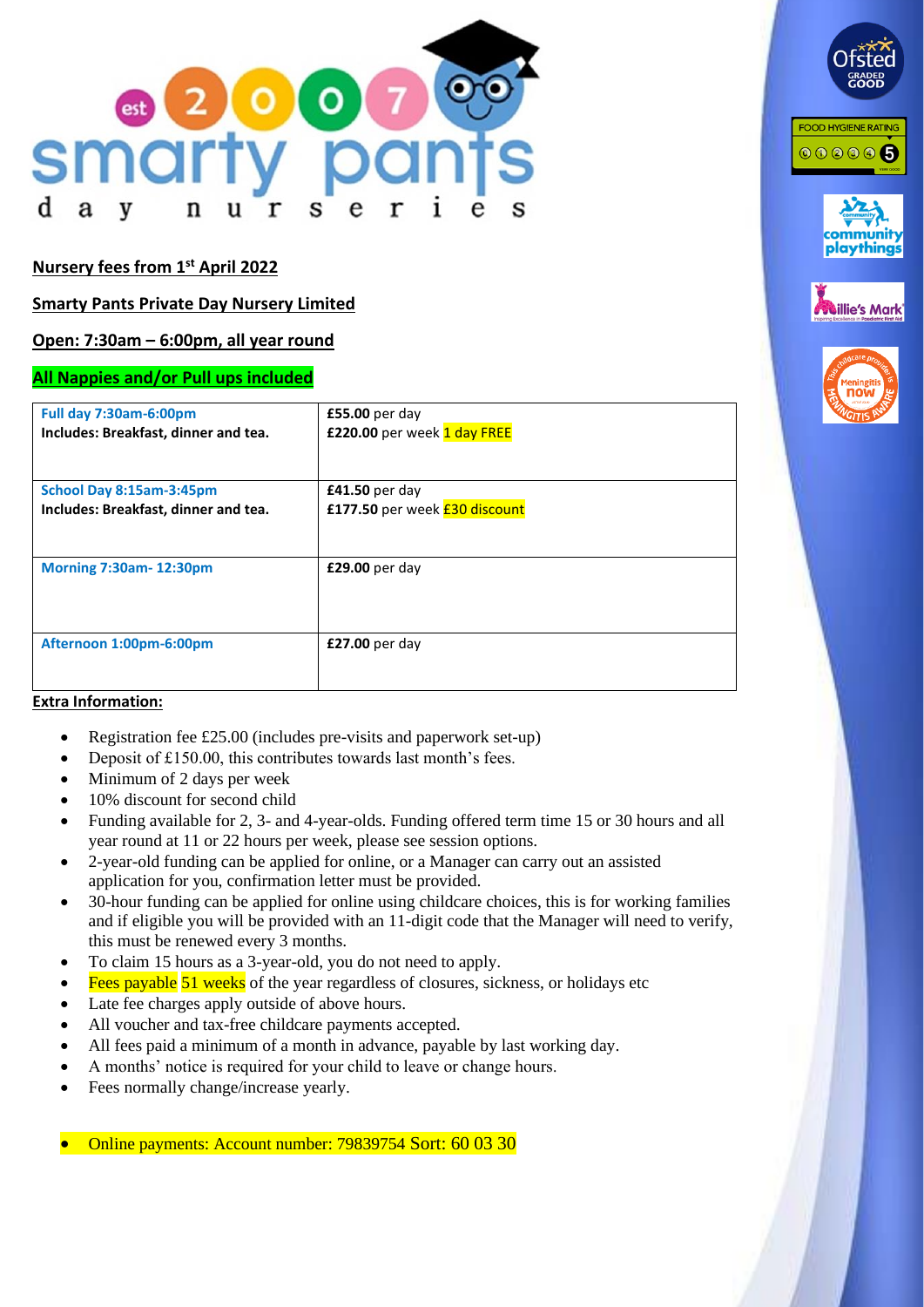# smarty pants day nurseries

est 2007

**Nursery fees from 1st April 2022**

**Smarty Pants Private Day Nursery Limited**

**Open: 7:30am – 6:00pm, all year round**

**All Nappies and/or Pull ups included**

| | |
|---|---|
| **Full day 7:30am-6:00pm**<br>**Includes: Breakfast, dinner and tea.** | **£55.00** per day<br>**£220.00** per week 1 day FREE |
| **School Day 8:15am-3:45pm**<br>**Includes: Breakfast, dinner and tea.** | **£41.50** per day<br>**£177.50** per week £30 discount |
| **Morning 7:30am- 12:30pm** | **£29.00** per day |
| **Afternoon 1:00pm-6:00pm** | **£27.00** per day |

**Extra Information:**

- Registration fee £25.00 (includes pre-visits and paperwork set-up)
- Deposit of £150.00, this contributes towards last month's fees.
- Minimum of 2 days per week
- 10% discount for second child
- Funding available for 2, 3- and 4-year-olds. Funding offered term time 15 or 30 hours and all year round at 11 or 22 hours per week, please see session options.
- 2-year-old funding can be applied for online, or a Manager can carry out an assisted application for you, confirmation letter must be provided.
- 30-hour funding can be applied for online using childcare choices, this is for working families and if eligible you will be provided with an 11-digit code that the Manager will need to verify, this must be renewed every 3 months.
- To claim 15 hours as a 3-year-old, you do not need to apply.
- Fees payable 51 weeks of the year regardless of closures, sickness, or holidays etc
- Late fee charges apply outside of above hours.
- All voucher and tax-free childcare payments accepted.
- All fees paid a minimum of a month in advance, payable by last working day.
- A months' notice is required for your child to leave or change hours.
- Fees normally change/increase yearly.

- Online payments: Account number: 79839754 Sort: 60 03 30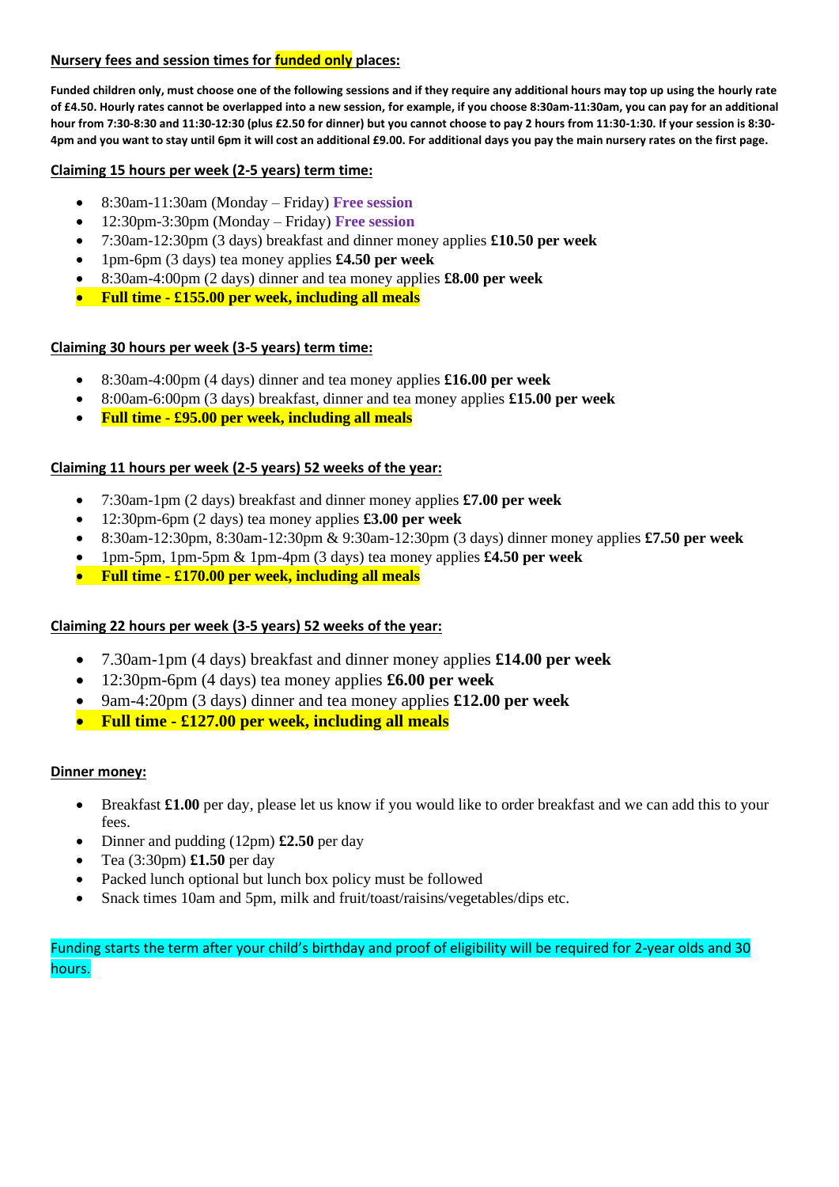**Nursery fees and session times for funded only places:**

**Funded children only, must choose one of the following sessions and if they require any additional hours may top up using the hourly rate of £4.50. Hourly rates cannot be overlapped into a new session, for example, if you choose 8:30am-11:30am, you can pay for an additional hour from 7:30-8:30 and 11:30-12:30 (plus £2.50 for dinner) but you cannot choose to pay 2 hours from 11:30-1:30. If your session is 8:30-4pm and you want to stay until 6pm it will cost an additional £9.00. For additional days you pay the main nursery rates on the first page.**

**Claiming 15 hours per week (2-5 years) term time:**

- 8:30am-11:30am (Monday – Friday) **Free session**
- 12:30pm-3:30pm (Monday – Friday) **Free session**
- 7:30am-12:30pm (3 days) breakfast and dinner money applies **£10.50 per week**
- 1pm-6pm (3 days) tea money applies **£4.50 per week**
- 8:30am-4:00pm (2 days) dinner and tea money applies **£8.00 per week**
- **Full time - £155.00 per week, including all meals**

**Claiming 30 hours per week (3-5 years) term time:**

- 8:30am-4:00pm (4 days) dinner and tea money applies **£16.00 per week**
- 8:00am-6:00pm (3 days) breakfast, dinner and tea money applies **£15.00 per week**
- **Full time - £95.00 per week, including all meals**

**Claiming 11 hours per week (2-5 years) 52 weeks of the year:**

- 7:30am-1pm (2 days) breakfast and dinner money applies **£7.00 per week**
- 12:30pm-6pm (2 days) tea money applies **£3.00 per week**
- 8:30am-12:30pm, 8:30am-12:30pm & 9:30am-12:30pm (3 days) dinner money applies **£7.50 per week**
- 1pm-5pm, 1pm-5pm & 1pm-4pm (3 days) tea money applies **£4.50 per week**
- **Full time - £170.00 per week, including all meals**

**Claiming 22 hours per week (3-5 years) 52 weeks of the year:**

- 7.30am-1pm (4 days) breakfast and dinner money applies **£14.00 per week**
- 12:30pm-6pm (4 days) tea money applies **£6.00 per week**
- 9am-4:20pm (3 days) dinner and tea money applies **£12.00 per week**
- **Full time - £127.00 per week, including all meals**

**Dinner money:**

- Breakfast **£1.00** per day, please let us know if you would like to order breakfast and we can add this to your fees.
- Dinner and pudding (12pm) **£2.50** per day
- Tea (3:30pm) **£1.50** per day
- Packed lunch optional but lunch box policy must be followed
- Snack times 10am and 5pm, milk and fruit/toast/raisins/vegetables/dips etc.

Funding starts the term after your child's birthday and proof of eligibility will be required for 2-year olds and 30 hours.